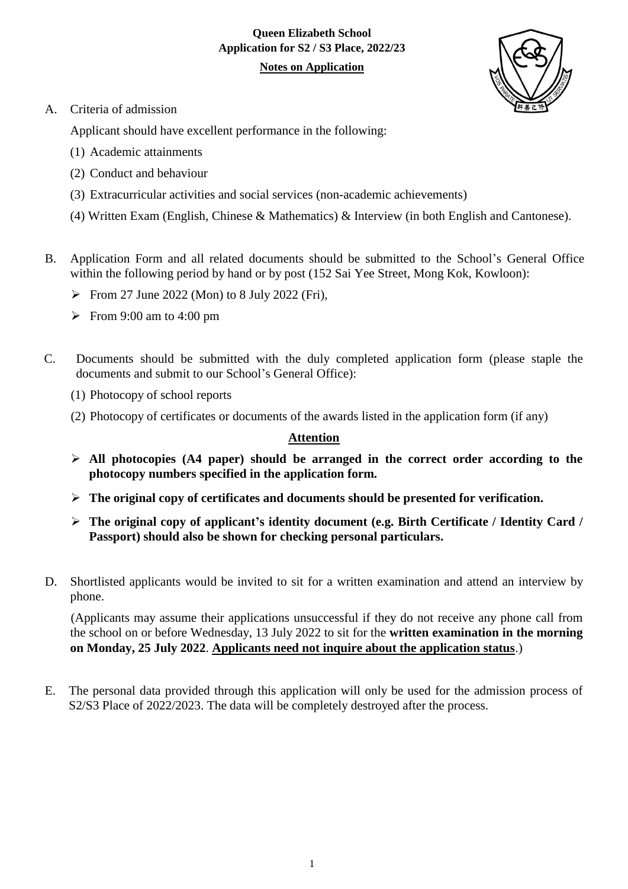**Queen Elizabeth School**
**Application for S2 / S3 Place, 2022/23**

**Notes on Application**

A. Criteria of admission

Applicant should have excellent performance in the following:

(1) Academic attainments

(2) Conduct and behaviour

(3) Extracurricular activities and social services (non-academic achievements)

(4) Written Exam (English, Chinese & Mathematics) & Interview (in both English and Cantonese).

B. Application Form and all related documents should be submitted to the School's General Office within the following period by hand or by post (152 Sai Yee Street, Mong Kok, Kowloon):

- From 27 June 2022 (Mon) to 8 July 2022 (Fri),
- From 9:00 am to 4:00 pm

C. Documents should be submitted with the duly completed application form (please staple the documents and submit to our School's General Office):

(1) Photocopy of school reports

(2) Photocopy of certificates or documents of the awards listed in the application form (if any)

**Attention**

- **All photocopies (A4 paper) should be arranged in the correct order according to the photocopy numbers specified in the application form.**
- **The original copy of certificates and documents should be presented for verification.**
- **The original copy of applicant's identity document (e.g. Birth Certificate / Identity Card / Passport) should also be shown for checking personal particulars.**

D. Shortlisted applicants would be invited to sit for a written examination and attend an interview by phone.

(Applicants may assume their applications unsuccessful if they do not receive any phone call from the school on or before Wednesday, 13 July 2022 to sit for the **written examination in the morning on Monday, 25 July 2022**. **Applicants need not inquire about the application status**.)

E. The personal data provided through this application will only be used for the admission process of S2/S3 Place of 2022/2023. The data will be completely destroyed after the process.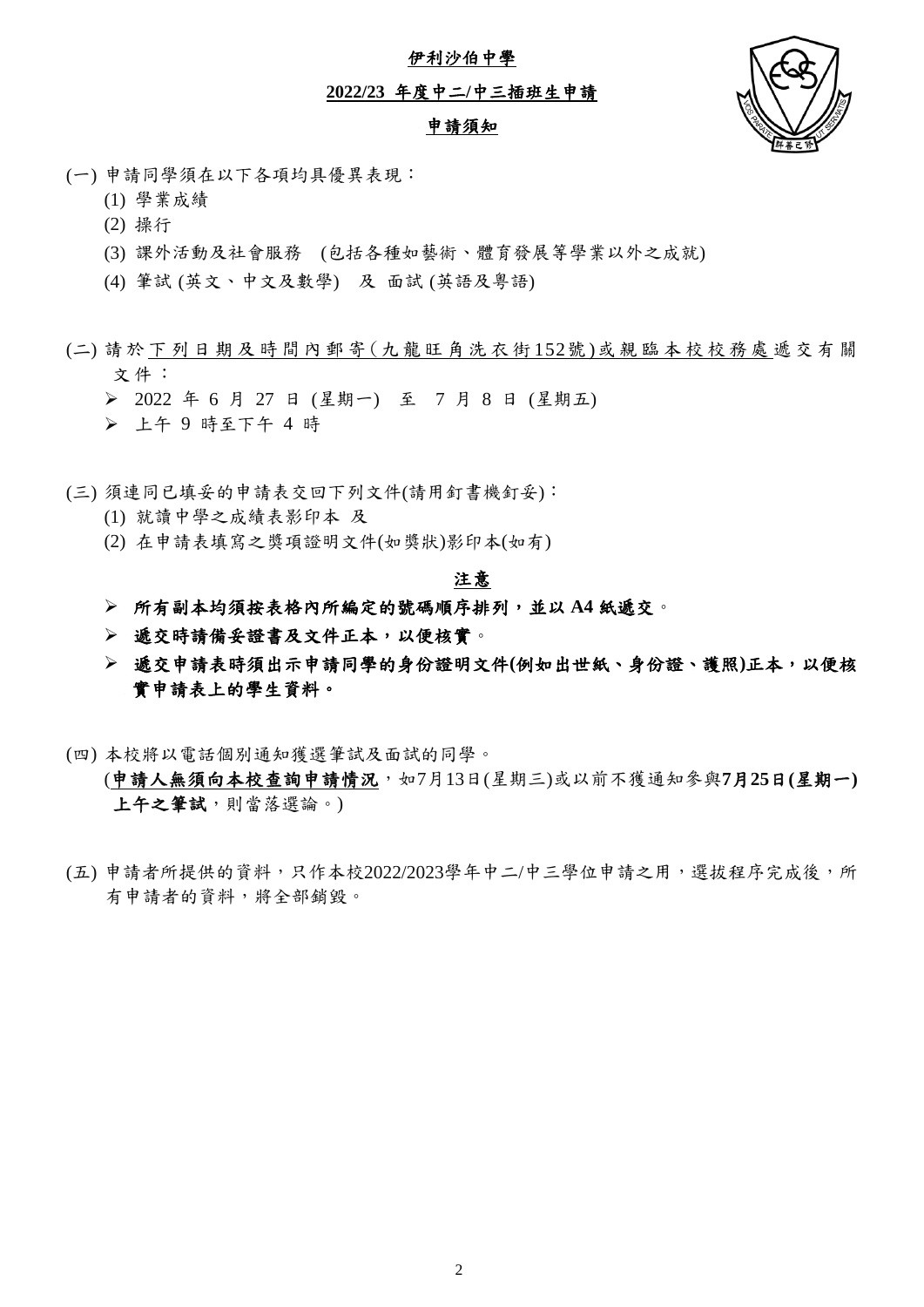# 伊利沙伯中學

## 2022/23 年度中二/中三插班生申請

### 申請須知

(一) 申請同學須在以下各項均具優異表現：

(1) 學業成績

(2) 操行

(3) 課外活動及社會服務 (包括各種如藝術、體育發展等學業以外之成就)

(4) 筆試 (英文、中文及數學) 及 面試 (英語及粵語)

(二) 請於下列日期及時間內郵寄(九龍旺角洗衣街152號)或親臨本校校務處遞交有關文件：

- 2022 年 6 月 27 日 (星期一) 至 7 月 8 日 (星期五)
- 上午 9 時至下午 4 時

(三) 須連同已填妥的申請表交回下列文件(請用釘書機釘妥)：

(1) 就讀中學之成績表影印本 及

(2) 在申請表填寫之獎項證明文件(如獎狀)影印本(如有)

**注意**

- **所有副本均須按表格內所編定的號碼順序排列，並以 A4 紙遞交**。
- **遞交時請備妥證書及文件正本，以便核實**。
- **遞交申請表時須出示申請同學的身份證明文件(例如出世紙、身份證、護照)正本，以便核實申請表上的學生資料。**

(四) 本校將以電話個別通知獲選筆試及面試的同學。
(**申請人無須向本校查詢申請情況**，如7月13日(星期三)或以前不獲通知參與**7月25日(星期一) 上午之筆試**，則當落選論。)

(五) 申請者所提供的資料，只作本校2022/2023學年中二/中三學位申請之用，選拔程序完成後，所有申請者的資料，將全部銷毀。